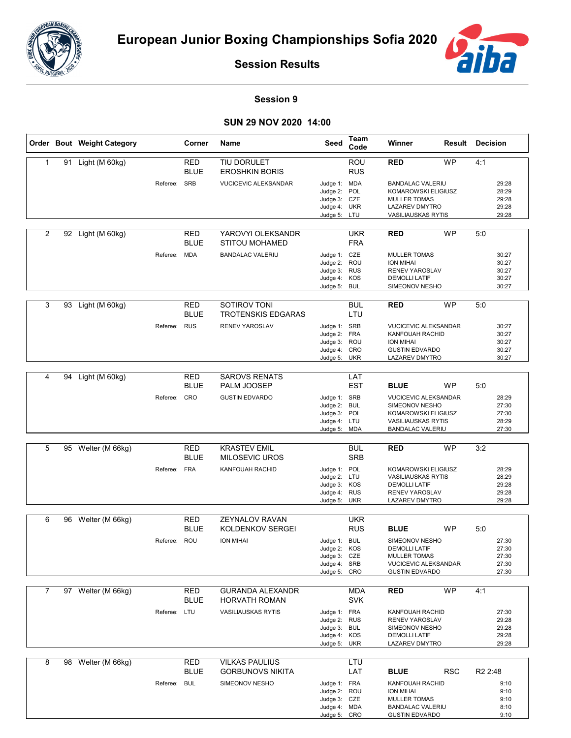# European Junior Boxing Championships Sofia 2020

## Session Results

### Session 9

### SUN 29 NOV 2020 14:00

| Order | Bout | Weight Category | Corner | Name | Seed | Team Code | Winner | Result | Decision |
|---|---|---|---|---|---|---|---|---|---|
| 1 | 91 | Light (M 60kg) | RED | TIU DORULET | | ROU | RED | WP | 4:1 |
| | | | BLUE | EROSHKIN BORIS | | RUS | | | |
| | | Referee: | SRB | VUCICEVIC ALEKSANDAR | Judge 1: | MDA | BANDALAC VALERIU | | 29:28 |
| | | | | | Judge 2: | POL | KOMAROWSKI ELIGIUSZ | | 28:29 |
| | | | | | Judge 3: | CZE | MULLER TOMAS | | 29:28 |
| | | | | | Judge 4: | UKR | LAZAREV DMYTRO | | 29:28 |
| | | | | | Judge 5: | LTU | VASILIAUSKAS RYTIS | | 29:28 |
| 2 | 92 | Light (M 60kg) | RED | YAROVYI OLEKSANDR | | UKR | RED | WP | 5:0 |
| | | | BLUE | STITOU MOHAMED | | FRA | | | |
| | | Referee: | MDA | BANDALAC VALERIU | Judge 1: | CZE | MULLER TOMAS | | 30:27 |
| | | | | | Judge 2: | ROU | ION MIHAI | | 30:27 |
| | | | | | Judge 3: | RUS | RENEV YAROSLAV | | 30:27 |
| | | | | | Judge 4: | KOS | DEMOLLI LATIF | | 30:27 |
| | | | | | Judge 5: | BUL | SIMEONOV NESHO | | 30:27 |
| 3 | 93 | Light (M 60kg) | RED | SOTIROV TONI | | BUL | RED | WP | 5:0 |
| | | | BLUE | TROTENSKIS EDGARAS | | LTU | | | |
| | | Referee: | RUS | RENEV YAROSLAV | Judge 1: | SRB | VUCICEVIC ALEKSANDAR | | 30:27 |
| | | | | | Judge 2: | FRA | KANFOUAH RACHID | | 30:27 |
| | | | | | Judge 3: | ROU | ION MIHAI | | 30:27 |
| | | | | | Judge 4: | CRO | GUSTIN EDVARDO | | 30:27 |
| | | | | | Judge 5: | UKR | LAZAREV DMYTRO | | 30:27 |
| 4 | 94 | Light (M 60kg) | RED | SAROVS RENATS | | LAT | | | |
| | | | BLUE | PALM JOOSEP | | EST | BLUE | WP | 5:0 |
| | | Referee: | CRO | GUSTIN EDVARDO | Judge 1: | SRB | VUCICEVIC ALEKSANDAR | | 28:29 |
| | | | | | Judge 2: | BUL | SIMEONOV NESHO | | 27:30 |
| | | | | | Judge 3: | POL | KOMAROWSKI ELIGIUSZ | | 27:30 |
| | | | | | Judge 4: | LTU | VASILIAUSKAS RYTIS | | 28:29 |
| | | | | | Judge 5: | MDA | BANDALAC VALERIU | | 27:30 |
| 5 | 95 | Welter (M 66kg) | RED | KRASTEV EMIL | | BUL | RED | WP | 3:2 |
| | | | BLUE | MILOSEVIC UROS | | SRB | | | |
| | | Referee: | FRA | KANFOUAH RACHID | Judge 1: | POL | KOMAROWSKI ELIGIUSZ | | 28:29 |
| | | | | | Judge 2: | LTU | VASILIAUSKAS RYTIS | | 28:29 |
| | | | | | Judge 3: | KOS | DEMOLLI LATIF | | 29:28 |
| | | | | | Judge 4: | RUS | RENEV YAROSLAV | | 29:28 |
| | | | | | Judge 5: | UKR | LAZAREV DMYTRO | | 29:28 |
| 6 | 96 | Welter (M 66kg) | RED | ZEYNALOV RAVAN | | UKR | | | |
| | | | BLUE | KOLDENKOV SERGEI | | RUS | BLUE | WP | 5:0 |
| | | Referee: | ROU | ION MIHAI | Judge 1: | BUL | SIMEONOV NESHO | | 27:30 |
| | | | | | Judge 2: | KOS | DEMOLLI LATIF | | 27:30 |
| | | | | | Judge 3: | CZE | MULLER TOMAS | | 27:30 |
| | | | | | Judge 4: | SRB | VUCICEVIC ALEKSANDAR | | 27:30 |
| | | | | | Judge 5: | CRO | GUSTIN EDVARDO | | 27:30 |
| 7 | 97 | Welter (M 66kg) | RED | GURANDA ALEXANDR | | MDA | RED | WP | 4:1 |
| | | | BLUE | HORVATH ROMAN | | SVK | | | |
| | | Referee: | LTU | VASILIAUSKAS RYTIS | Judge 1: | FRA | KANFOUAH RACHID | | 27:30 |
| | | | | | Judge 2: | RUS | RENEV YAROSLAV | | 29:28 |
| | | | | | Judge 3: | BUL | SIMEONOV NESHO | | 29:28 |
| | | | | | Judge 4: | KOS | DEMOLLI LATIF | | 29:28 |
| | | | | | Judge 5: | UKR | LAZAREV DMYTRO | | 29:28 |
| 8 | 98 | Welter (M 66kg) | RED | VILKAS PAULIUS | | LTU | | | |
| | | | BLUE | GORBUNOVS NIKITA | | LAT | BLUE | RSC | R2 2:48 |
| | | Referee: | BUL | SIMEONOV NESHO | Judge 1: | FRA | KANFOUAH RACHID | | 9:10 |
| | | | | | Judge 2: | ROU | ION MIHAI | | 9:10 |
| | | | | | Judge 3: | CZE | MULLER TOMAS | | 9:10 |
| | | | | | Judge 4: | MDA | BANDALAC VALERIU | | 8:10 |
| | | | | | Judge 5: | CRO | GUSTIN EDVARDO | | 9:10 |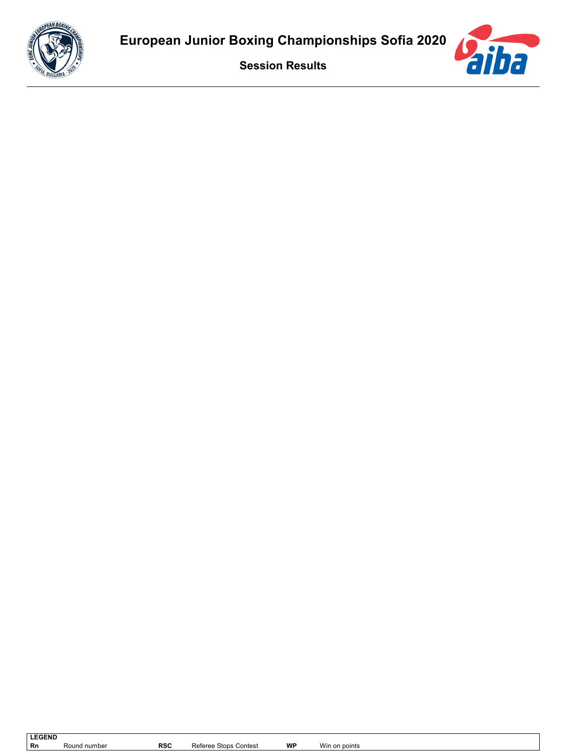**LEGEND**

| | | | | | |
|---|---|---|---|---|---|
| **Rn** | Round number | **RSC** | Referee Stops Contest | **WP** | Win on points |